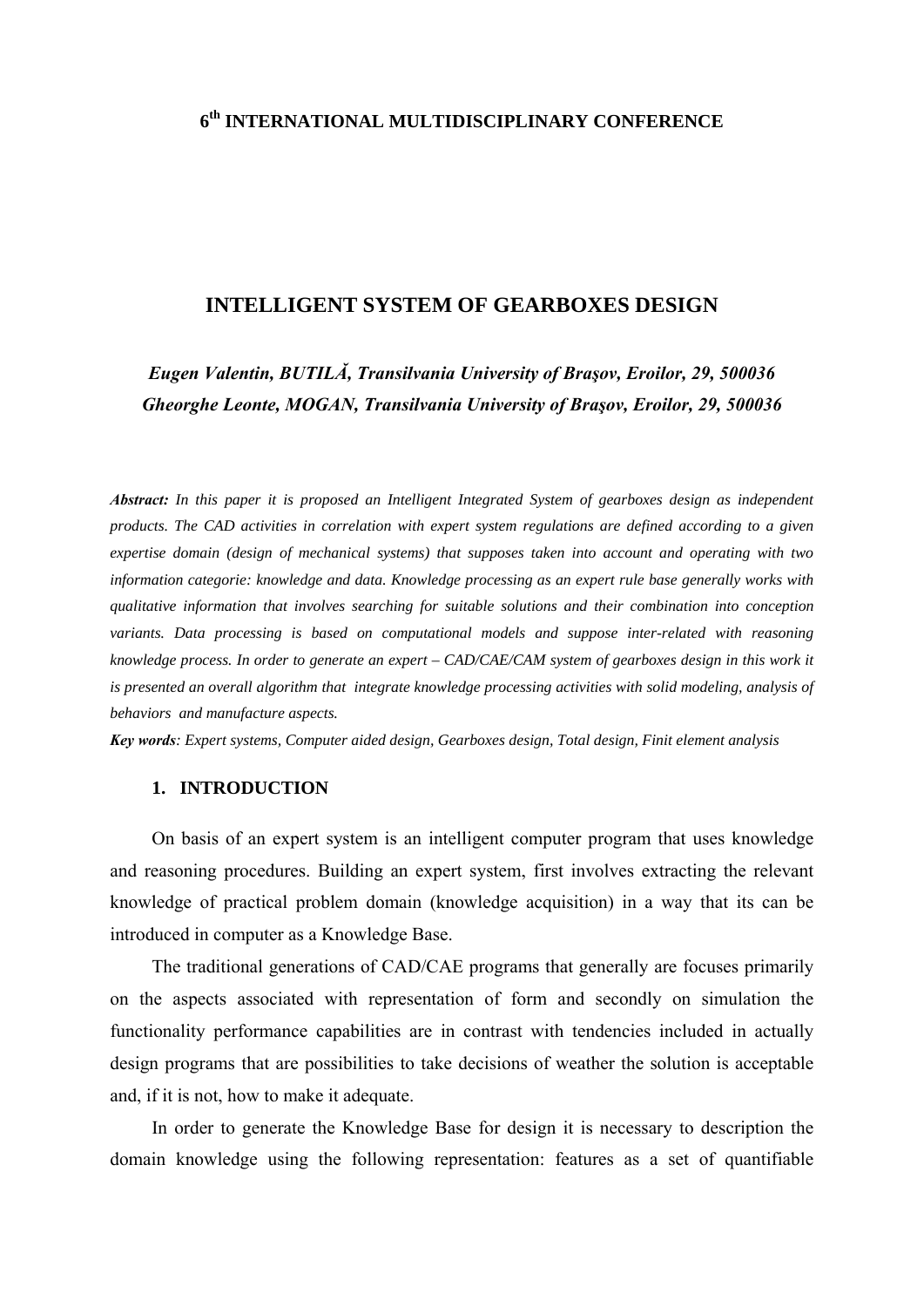**6th INTERNATIONAL MULTIDISCIPLINARY CONFERENCE**

# INTELLIGENT SYSTEM OF GEARBOXES DESIGN

***Eugen Valentin, BUTILĂ, Transilvania University of Braşov, Eroilor, 29, 500036***
***Gheorghe Leonte, MOGAN, Transilvania University of Braşov, Eroilor, 29, 500036***

***Abstract:*** *In this paper it is proposed an Intelligent Integrated System of gearboxes design as independent products. The CAD activities in correlation with expert system regulations are defined according to a given expertise domain (design of mechanical systems) that supposes taken into account and operating with two information categorie: knowledge and data. Knowledge processing as an expert rule base generally works with qualitative information that involves searching for suitable solutions and their combination into conception variants. Data processing is based on computational models and suppose inter-related with reasoning knowledge process. In order to generate an expert – CAD/CAE/CAM system of gearboxes design in this work it is presented an overall algorithm that integrate knowledge processing activities with solid modeling, analysis of behaviors and manufacture aspects.*

***Key words****: Expert systems, Computer aided design, Gearboxes design, Total design, Finit element analysis*

## 1. INTRODUCTION

On basis of an expert system is an intelligent computer program that uses knowledge and reasoning procedures. Building an expert system, first involves extracting the relevant knowledge of practical problem domain (knowledge acquisition) in a way that its can be introduced in computer as a Knowledge Base.

The traditional generations of CAD/CAE programs that generally are focuses primarily on the aspects associated with representation of form and secondly on simulation the functionality performance capabilities are in contrast with tendencies included in actually design programs that are possibilities to take decisions of weather the solution is acceptable and, if it is not, how to make it adequate.

In order to generate the Knowledge Base for design it is necessary to description the domain knowledge using the following representation: features as a set of quantifiable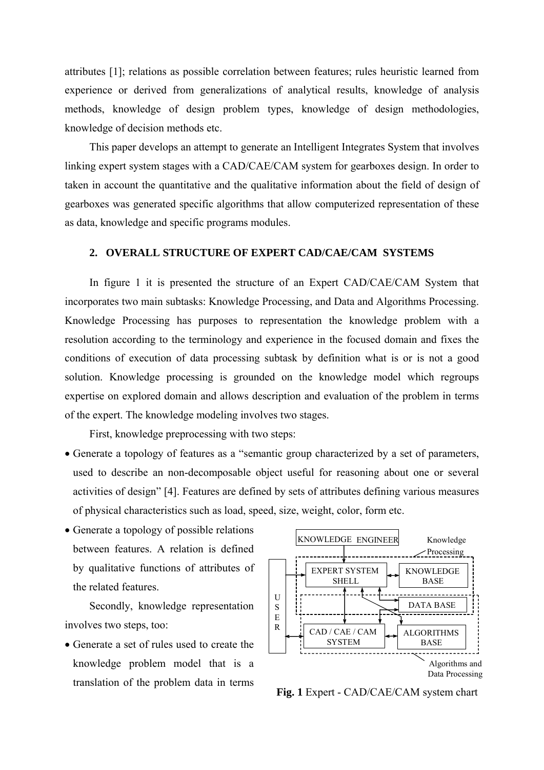attributes [1]; relations as possible correlation between features; rules heuristic learned from experience or derived from generalizations of analytical results, knowledge of analysis methods, knowledge of design problem types, knowledge of design methodologies, knowledge of decision methods etc.

This paper develops an attempt to generate an Intelligent Integrates System that involves linking expert system stages with a CAD/CAE/CAM system for gearboxes design. In order to taken in account the quantitative and the qualitative information about the field of design of gearboxes was generated specific algorithms that allow computerized representation of these as data, knowledge and specific programs modules.

## 2. OVERALL STRUCTURE OF EXPERT CAD/CAE/CAM SYSTEMS

In figure 1 it is presented the structure of an Expert CAD/CAE/CAM System that incorporates two main subtasks: Knowledge Processing, and Data and Algorithms Processing. Knowledge Processing has purposes to representation the knowledge problem with a resolution according to the terminology and experience in the focused domain and fixes the conditions of execution of data processing subtask by definition what is or is not a good solution. Knowledge processing is grounded on the knowledge model which regroups expertise on explored domain and allows description and evaluation of the problem in terms of the expert. The knowledge modeling involves two stages.

First, knowledge preprocessing with two steps:

- Generate a topology of features as a "semantic group characterized by a set of parameters, used to describe an non-decomposable object useful for reasoning about one or several activities of design" [4]. Features are defined by sets of attributes defining various measures of physical characteristics such as load, speed, size, weight, color, form etc.
- Generate a topology of possible relations between features. A relation is defined by qualitative functions of attributes of the related features.

Secondly, knowledge representation involves two steps, too:

- Generate a set of rules used to create the knowledge problem model that is a translation of the problem data in terms

KNOWLEDGE ENGINEER

Knowledge Processing

USER

EXPERT SYSTEM SHELL

KNOWLEDGE BASE

DATA BASE

CAD / CAE / CAM SYSTEM

ALGORITHMS BASE

Algorithms and Data Processing

**Fig. 1** Expert - CAD/CAE/CAM system chart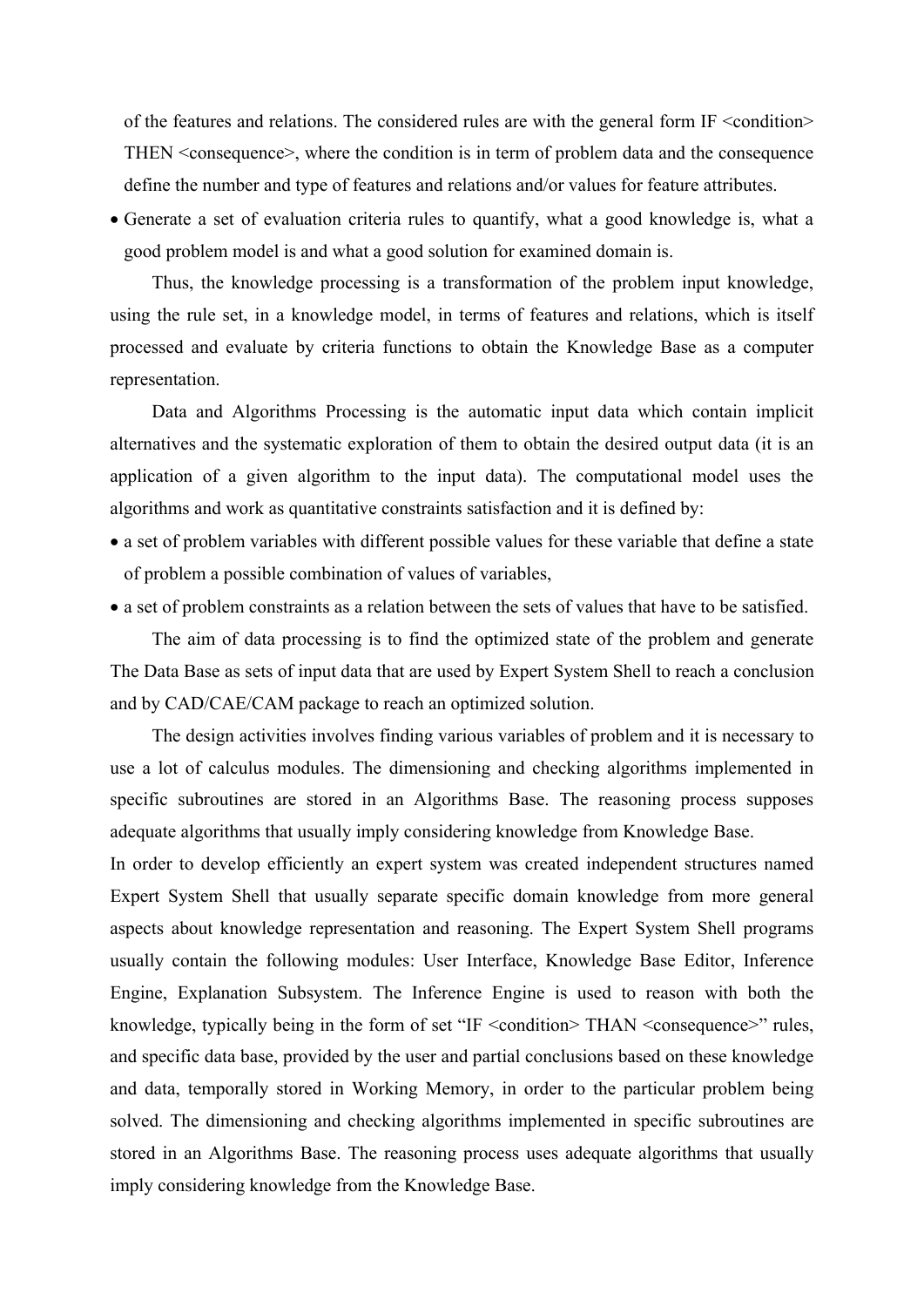of the features and relations. The considered rules are with the general form IF <condition> THEN <consequence>, where the condition is in term of problem data and the consequence define the number and type of features and relations and/or values for feature attributes.

- Generate a set of evaluation criteria rules to quantify, what a good knowledge is, what a good problem model is and what a good solution for examined domain is.

Thus, the knowledge processing is a transformation of the problem input knowledge, using the rule set, in a knowledge model, in terms of features and relations, which is itself processed and evaluate by criteria functions to obtain the Knowledge Base as a computer representation.

Data and Algorithms Processing is the automatic input data which contain implicit alternatives and the systematic exploration of them to obtain the desired output data (it is an application of a given algorithm to the input data). The computational model uses the algorithms and work as quantitative constraints satisfaction and it is defined by:

- a set of problem variables with different possible values for these variable that define a state of problem a possible combination of values of variables,
- a set of problem constraints as a relation between the sets of values that have to be satisfied.

The aim of data processing is to find the optimized state of the problem and generate The Data Base as sets of input data that are used by Expert System Shell to reach a conclusion and by CAD/CAE/CAM package to reach an optimized solution.

The design activities involves finding various variables of problem and it is necessary to use a lot of calculus modules. The dimensioning and checking algorithms implemented in specific subroutines are stored in an Algorithms Base. The reasoning process supposes adequate algorithms that usually imply considering knowledge from Knowledge Base.

In order to develop efficiently an expert system was created independent structures named Expert System Shell that usually separate specific domain knowledge from more general aspects about knowledge representation and reasoning. The Expert System Shell programs usually contain the following modules: User Interface, Knowledge Base Editor, Inference Engine, Explanation Subsystem. The Inference Engine is used to reason with both the knowledge, typically being in the form of set "IF <condition> THAN <consequence>" rules, and specific data base, provided by the user and partial conclusions based on these knowledge and data, temporally stored in Working Memory, in order to the particular problem being solved. The dimensioning and checking algorithms implemented in specific subroutines are stored in an Algorithms Base. The reasoning process uses adequate algorithms that usually imply considering knowledge from the Knowledge Base.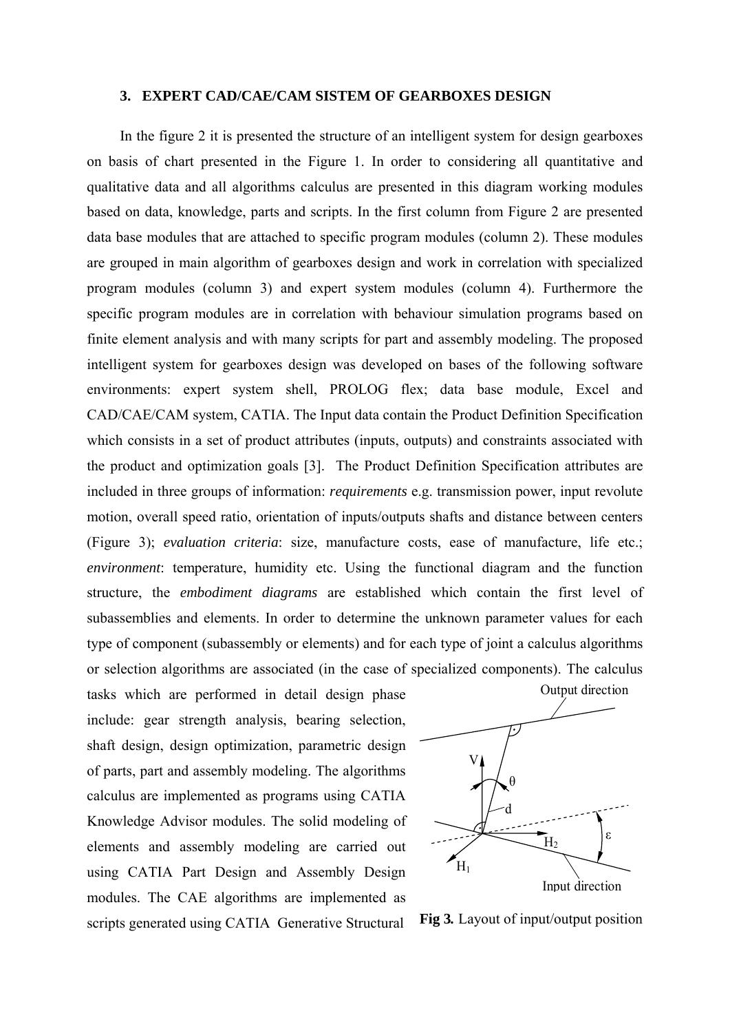### 3. EXPERT CAD/CAE/CAM SISTEM OF GEARBOXES DESIGN

In the figure 2 it is presented the structure of an intelligent system for design gearboxes on basis of chart presented in the Figure 1. In order to considering all quantitative and qualitative data and all algorithms calculus are presented in this diagram working modules based on data, knowledge, parts and scripts. In the first column from Figure 2 are presented data base modules that are attached to specific program modules (column 2). These modules are grouped in main algorithm of gearboxes design and work in correlation with specialized program modules (column 3) and expert system modules (column 4). Furthermore the specific program modules are in correlation with behaviour simulation programs based on finite element analysis and with many scripts for part and assembly modeling. The proposed intelligent system for gearboxes design was developed on bases of the following software environments: expert system shell, PROLOG flex; data base module, Excel and CAD/CAE/CAM system, CATIA. The Input data contain the Product Definition Specification which consists in a set of product attributes (inputs, outputs) and constraints associated with the product and optimization goals [3]. The Product Definition Specification attributes are included in three groups of information: *requirements* e.g. transmission power, input revolute motion, overall speed ratio, orientation of inputs/outputs shafts and distance between centers (Figure 3); *evaluation criteria*: size, manufacture costs, ease of manufacture, life etc.; *environment*: temperature, humidity etc. Using the functional diagram and the function structure, the *embodiment diagrams* are established which contain the first level of subassemblies and elements. In order to determine the unknown parameter values for each type of component (subassembly or elements) and for each type of joint a calculus algorithms or selection algorithms are associated (in the case of specialized components). The calculus tasks which are performed in detail design phase include: gear strength analysis, bearing selection, shaft design, design optimization, parametric design of parts, part and assembly modeling. The algorithms calculus are implemented as programs using CATIA Knowledge Advisor modules. The solid modeling of elements and assembly modeling are carried out using CATIA Part Design and Assembly Design modules. The CAE algorithms are implemented as scripts generated using CATIA Generative Structural

Output direction

V

θ

d

ε

$H_2$

$H_1$

Input direction

**Fig 3.** Layout of input/output position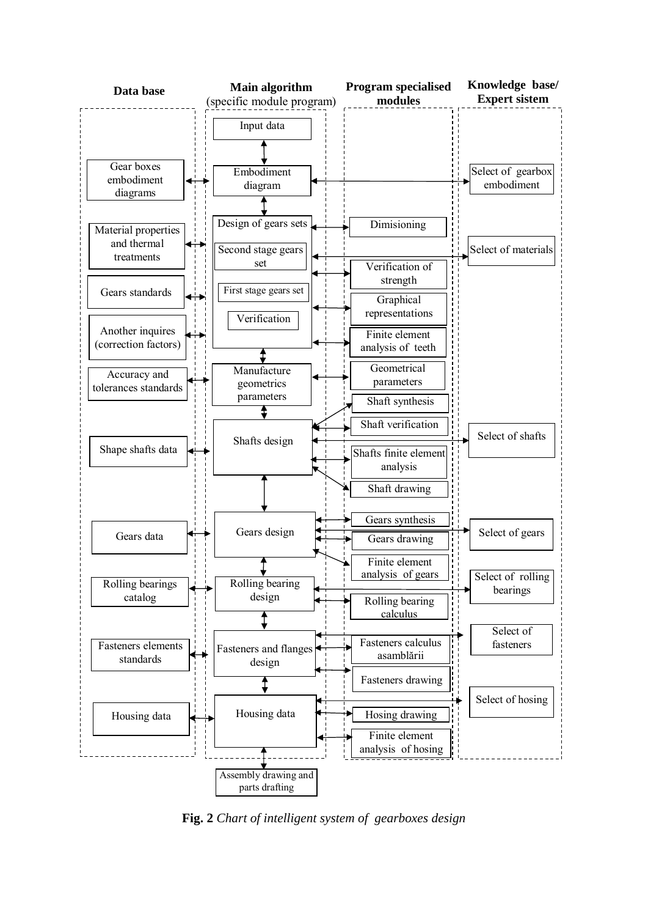| Data base | Main algorithm (specific module program) | Program specialised modules | Knowledge base/ Expert sistem |
|---|---|---|---|
| | Input data | | |
| Gear boxes embodiment diagrams | Embodiment diagram | | Select of gearbox embodiment |
| Material properties and thermal treatments | Design of gears sets | Dimisioning | Select of materials |
| Gears standards | Second stage gears set | Verification of strength | |
| Another inquires (correction factors) | First stage gears set | Graphical representations | |
| | Verification | Finite element analysis of teeth | |
| Accuracy and tolerances standards | Manufacture geometrics parameters | Geometrical parameters | |
| Shape shafts data | Shafts design | Shaft synthesis | Select of shafts |
| | | Shaft verification | |
| | | Shafts finite element analysis | |
| | | Shaft drawing | |
| Gears data | Gears design | Gears synthesis | Select of gears |
| | | Gears drawing | |
| | | Finite element analysis of gears | |
| Rolling bearings catalog | Rolling bearing design | Rolling bearing calculus | Select of rolling bearings |
| Fasteners elements standards | Fasteners and flanges design | Fasteners calculus asamblării | Select of fasteners |
| | | Fasteners drawing | |
| Housing data | Housing data | Hosing drawing | Select of hosing |
| | | Finite element analysis of hosing | |
| | Assembly drawing and parts drafting | | |

**Fig. 2** *Chart of intelligent system of gearboxes design*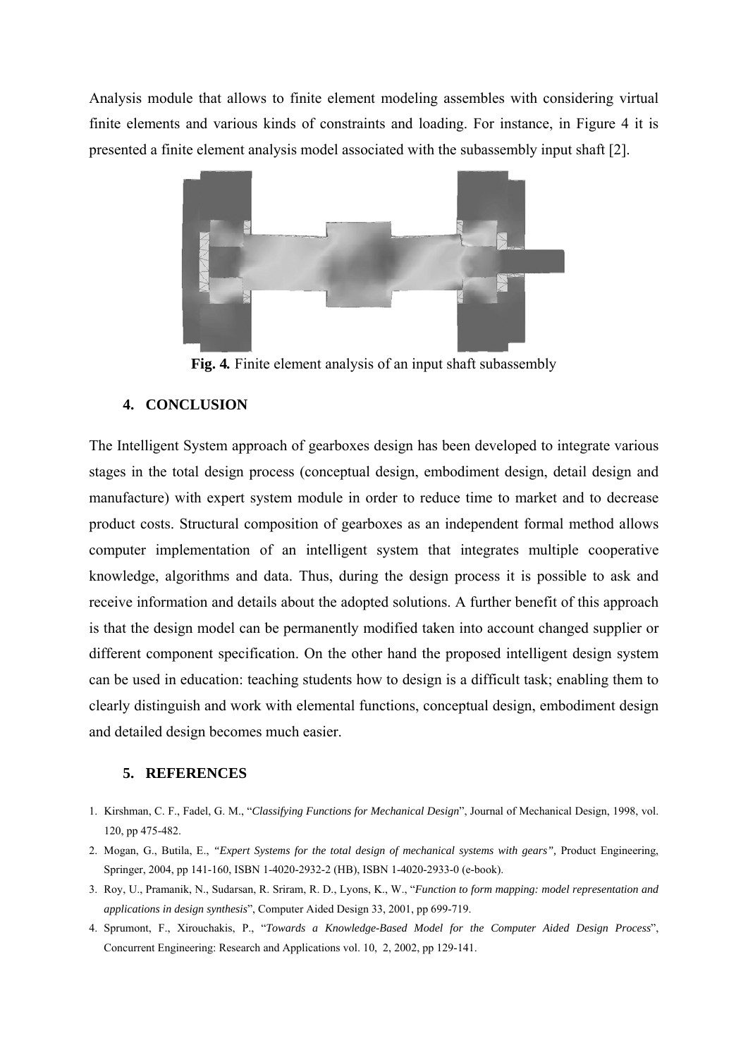Analysis module that allows to finite element modeling assembles with considering virtual finite elements and various kinds of constraints and loading. For instance, in Figure 4 it is presented a finite element analysis model associated with the subassembly input shaft [2].

**Fig. 4.** Finite element analysis of an input shaft subassembly

## 4. CONCLUSION

The Intelligent System approach of gearboxes design has been developed to integrate various stages in the total design process (conceptual design, embodiment design, detail design and manufacture) with expert system module in order to reduce time to market and to decrease product costs. Structural composition of gearboxes as an independent formal method allows computer implementation of an intelligent system that integrates multiple cooperative knowledge, algorithms and data. Thus, during the design process it is possible to ask and receive information and details about the adopted solutions. A further benefit of this approach is that the design model can be permanently modified taken into account changed supplier or different component specification. On the other hand the proposed intelligent design system can be used in education: teaching students how to design is a difficult task; enabling them to clearly distinguish and work with elemental functions, conceptual design, embodiment design and detailed design becomes much easier.

## 5. REFERENCES

1. Kirshman, C. F., Fadel, G. M., "*Classifying Functions for Mechanical Design*", Journal of Mechanical Design, 1998, vol. 120, pp 475-482.
2. Mogan, G., Butila, E., *"Expert Systems for the total design of mechanical systems with gears",* Product Engineering, Springer, 2004, pp 141-160, ISBN 1-4020-2932-2 (HB), ISBN 1-4020-2933-0 (e-book).
3. Roy, U., Pramanik, N., Sudarsan, R. Sriram, R. D., Lyons, K., W., "*Function to form mapping: model representation and applications in design synthesis*", Computer Aided Design 33, 2001, pp 699-719.
4. Sprumont, F., Xirouchakis, P., "*Towards a Knowledge-Based Model for the Computer Aided Design Process*", Concurrent Engineering: Research and Applications vol. 10, 2, 2002, pp 129-141.